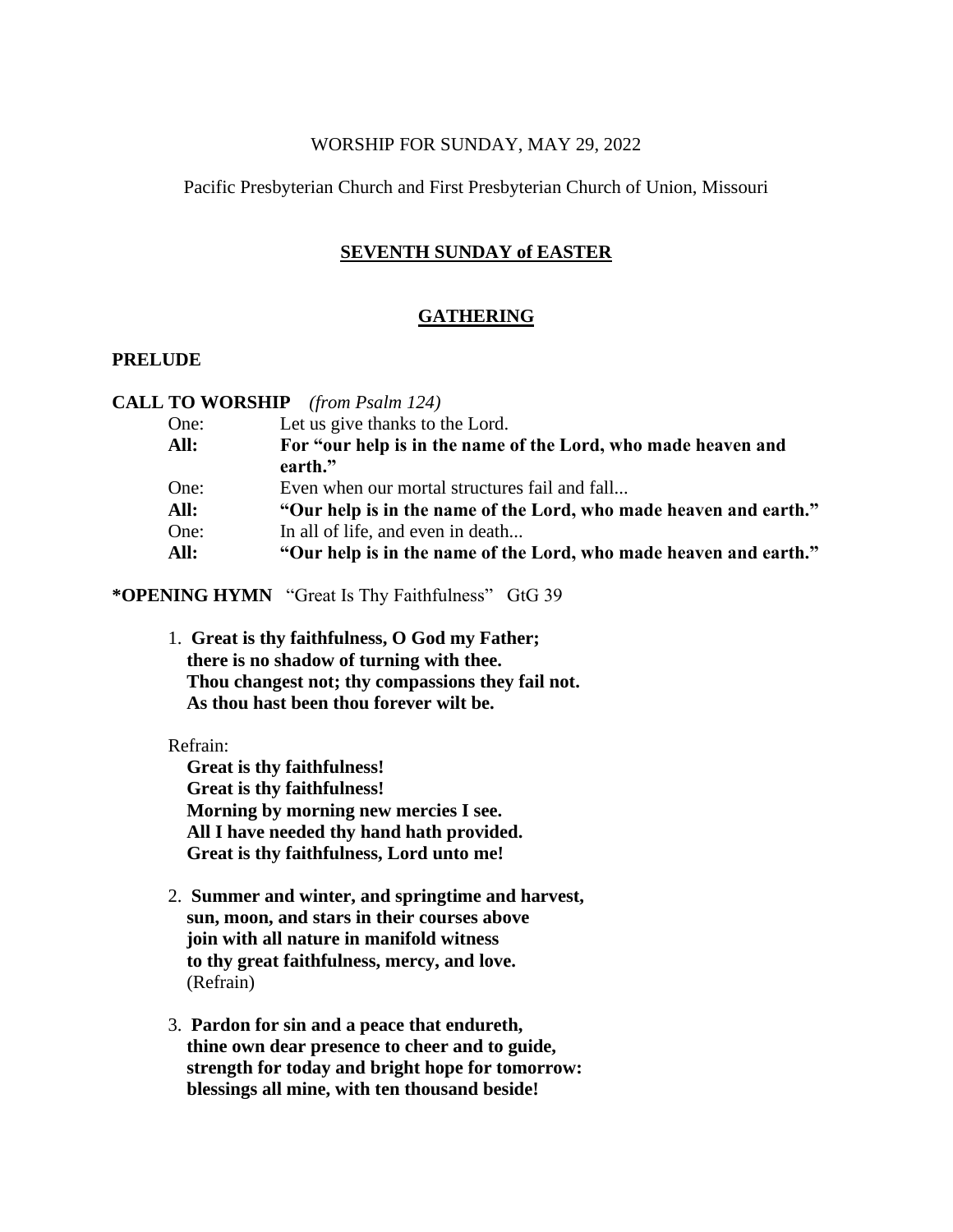WORSHIP FOR SUNDAY, MAY 29, 2022

Pacific Presbyterian Church and First Presbyterian Church of Union, Missouri

## SEVENTH SUNDAY of EASTER

## GATHERING

**PRELUDE**

**CALL TO WORSHIP** *(from Psalm 124)*

One: Let us give thanks to the Lord.

**All: For "our help is in the name of the Lord, who made heaven and earth."**

One: Even when our mortal structures fail and fall...

**All: "Our help is in the name of the Lord, who made heaven and earth."**

One: In all of life, and even in death...

**All: "Our help is in the name of the Lord, who made heaven and earth."**

**\*OPENING HYMN** "Great Is Thy Faithfulness" GtG 39

1. **Great is thy faithfulness, O God my Father;**
   **there is no shadow of turning with thee.**
   **Thou changest not; thy compassions they fail not.**
   **As thou hast been thou forever wilt be.**

Refrain:
**Great is thy faithfulness!**
**Great is thy faithfulness!**
**Morning by morning new mercies I see.**
**All I have needed thy hand hath provided.**
**Great is thy faithfulness, Lord unto me!**

2. **Summer and winter, and springtime and harvest,**
   **sun, moon, and stars in their courses above**
   **join with all nature in manifold witness**
   **to thy great faithfulness, mercy, and love.**
   (Refrain)

3. **Pardon for sin and a peace that endureth,**
   **thine own dear presence to cheer and to guide,**
   **strength for today and bright hope for tomorrow:**
   **blessings all mine, with ten thousand beside!**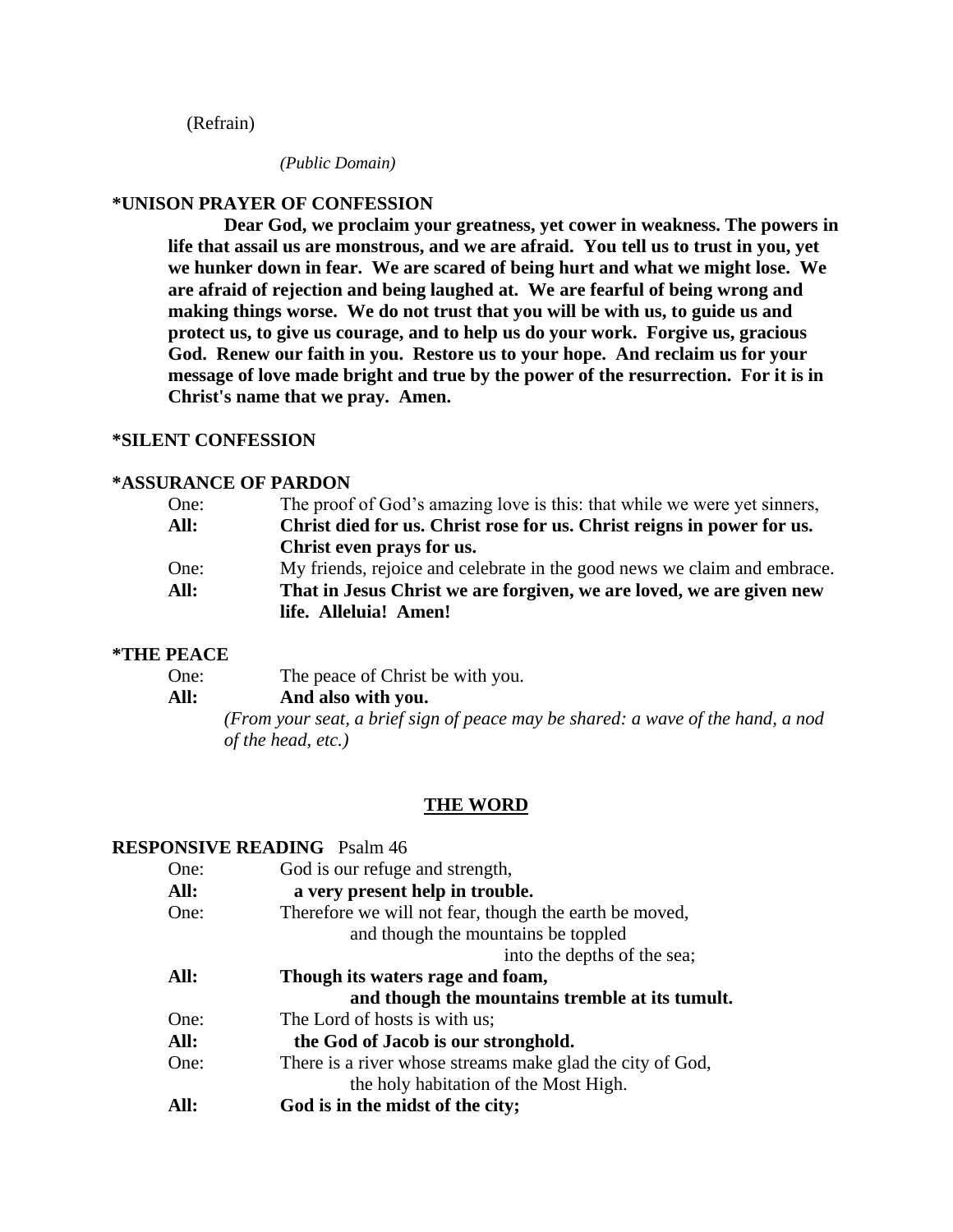(Refrain)

*(Public Domain)*

**\*UNISON PRAYER OF CONFESSION**

**Dear God, we proclaim your greatness, yet cower in weakness. The powers in life that assail us are monstrous, and we are afraid. You tell us to trust in you, yet we hunker down in fear. We are scared of being hurt and what we might lose. We are afraid of rejection and being laughed at. We are fearful of being wrong and making things worse. We do not trust that you will be with us, to guide us and protect us, to give us courage, and to help us do your work. Forgive us, gracious God. Renew our faith in you. Restore us to your hope. And reclaim us for your message of love made bright and true by the power of the resurrection. For it is in Christ's name that we pray. Amen.**

**\*SILENT CONFESSION**

**\*ASSURANCE OF PARDON**

One: The proof of God's amazing love is this: that while we were yet sinners,
**All: Christ died for us. Christ rose for us. Christ reigns in power for us. Christ even prays for us.**
One: My friends, rejoice and celebrate in the good news we claim and embrace.
**All: That in Jesus Christ we are forgiven, we are loved, we are given new life. Alleluia! Amen!**

**\*THE PEACE**

One: The peace of Christ be with you.
**All: And also with you.**
*(From your seat, a brief sign of peace may be shared: a wave of the hand, a nod of the head, etc.)*

## THE WORD

**RESPONSIVE READING** Psalm 46

One: God is our refuge and strength,
**All: a very present help in trouble.**
One: Therefore we will not fear, though the earth be moved,
and though the mountains be toppled
into the depths of the sea;
**All: Though its waters rage and foam,
and though the mountains tremble at its tumult.**
One: The Lord of hosts is with us;
**All: the God of Jacob is our stronghold.**
One: There is a river whose streams make glad the city of God,
the holy habitation of the Most High.
**All: God is in the midst of the city;**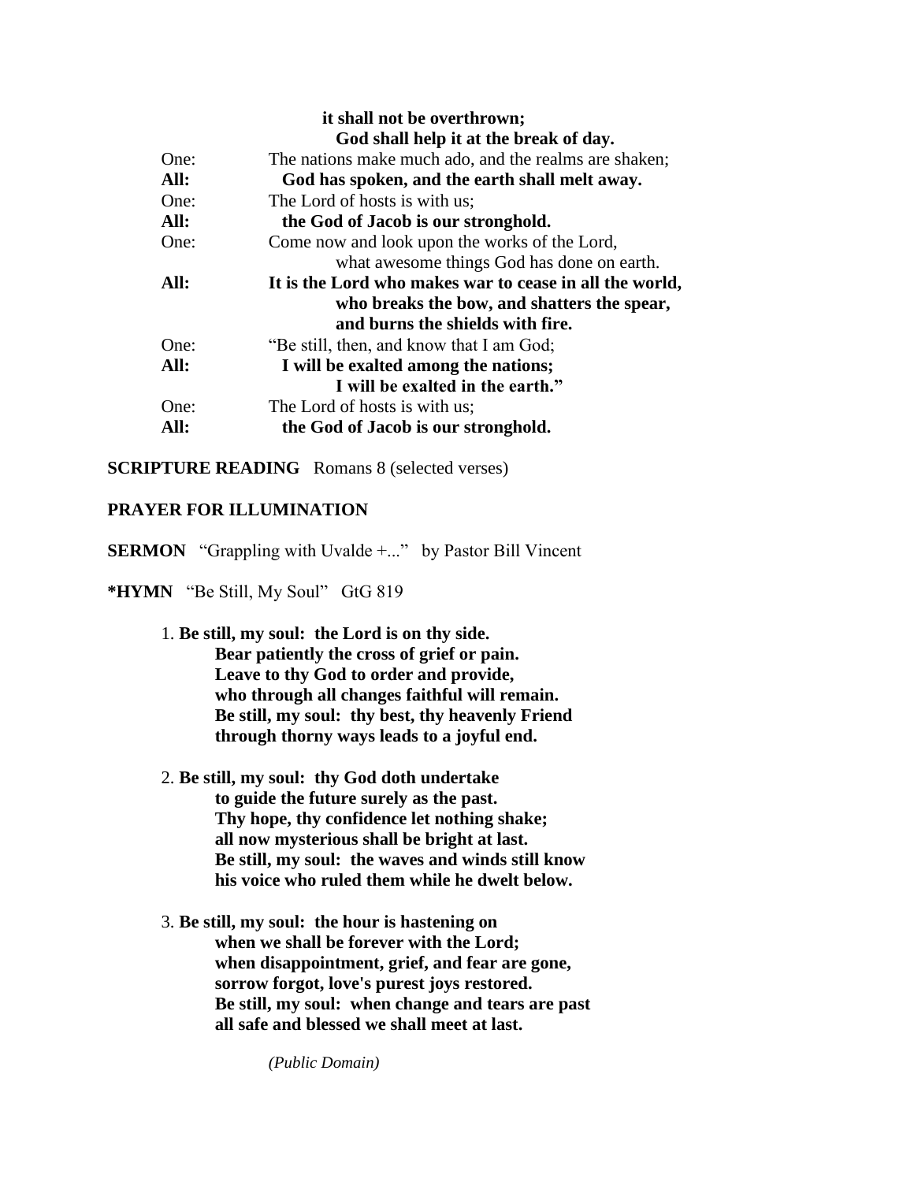**it shall not be overthrown;**
**God shall help it at the break of day.**

One: The nations make much ado, and the realms are shaken;
**All: God has spoken, and the earth shall melt away.**
One: The Lord of hosts is with us;
**All: the God of Jacob is our stronghold.**
One: Come now and look upon the works of the Lord,
what awesome things God has done on earth.
**All: It is the Lord who makes war to cease in all the world,**
**who breaks the bow, and shatters the spear,**
**and burns the shields with fire.**
One: "Be still, then, and know that I am God;
**All: I will be exalted among the nations;**
**I will be exalted in the earth."**
One: The Lord of hosts is with us;
**All: the God of Jacob is our stronghold.**

**SCRIPTURE READING** Romans 8 (selected verses)

**PRAYER FOR ILLUMINATION**

**SERMON** "Grappling with Uvalde +..." by Pastor Bill Vincent

***HYMN** "Be Still, My Soul" GtG 819

1. **Be still, my soul: the Lord is on thy side.**
**Bear patiently the cross of grief or pain.**
**Leave to thy God to order and provide,**
**who through all changes faithful will remain.**
**Be still, my soul: thy best, thy heavenly Friend**
**through thorny ways leads to a joyful end.**

2. **Be still, my soul: thy God doth undertake**
**to guide the future surely as the past.**
**Thy hope, thy confidence let nothing shake;**
**all now mysterious shall be bright at last.**
**Be still, my soul: the waves and winds still know**
**his voice who ruled them while he dwelt below.**

3. **Be still, my soul: the hour is hastening on**
**when we shall be forever with the Lord;**
**when disappointment, grief, and fear are gone,**
**sorrow forgot, love's purest joys restored.**
**Be still, my soul: when change and tears are past**
**all safe and blessed we shall meet at last.**

*(Public Domain)*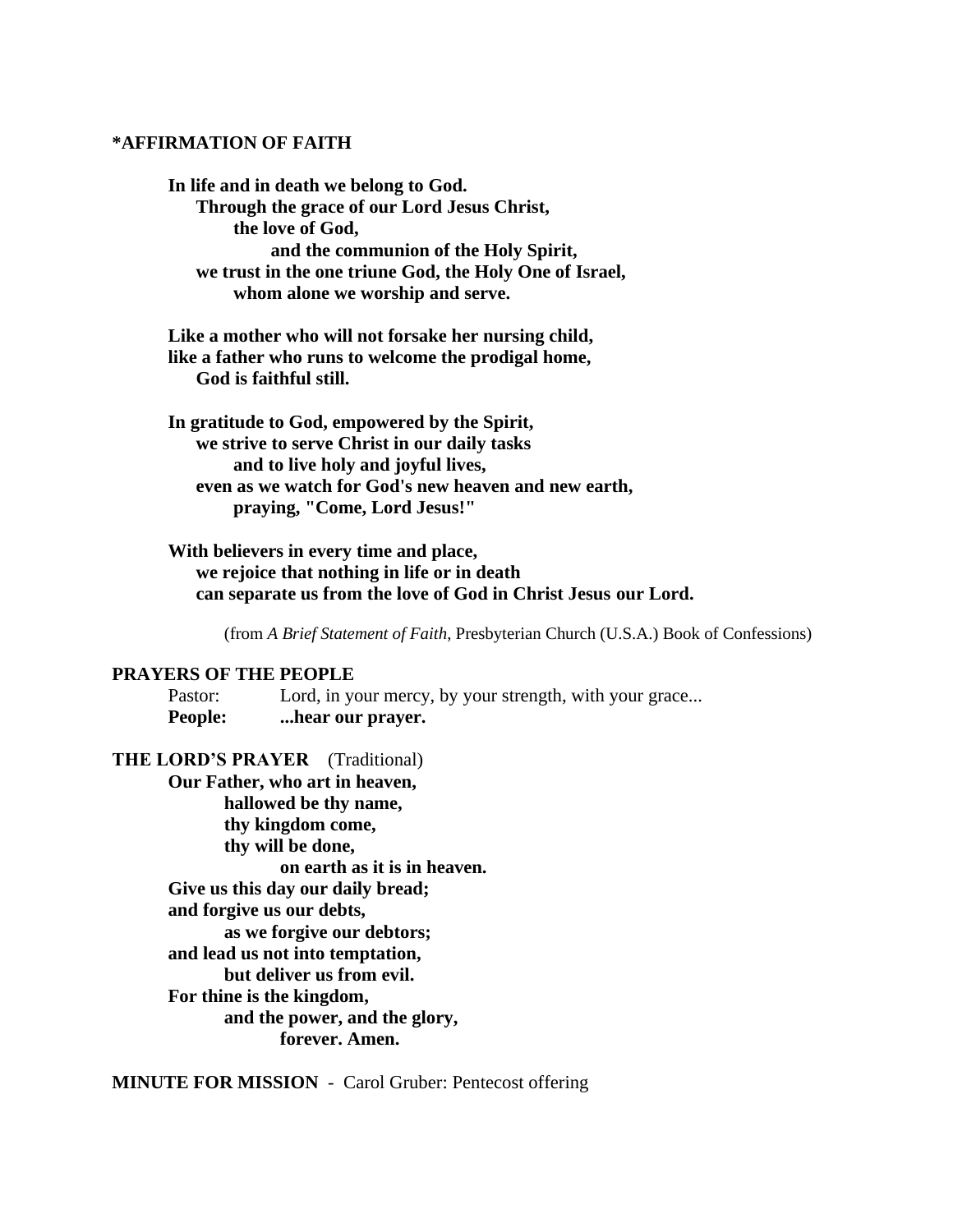**\*AFFIRMATION OF FAITH**

**In life and in death we belong to God.**
**Through the grace of our Lord Jesus Christ,**
**the love of God,**
**and the communion of the Holy Spirit,**
**we trust in the one triune God, the Holy One of Israel,**
**whom alone we worship and serve.**

**Like a mother who will not forsake her nursing child,**
**like a father who runs to welcome the prodigal home,**
**God is faithful still.**

**In gratitude to God, empowered by the Spirit,**
**we strive to serve Christ in our daily tasks**
**and to live holy and joyful lives,**
**even as we watch for God's new heaven and new earth,**
**praying, "Come, Lord Jesus!"**

**With believers in every time and place,**
**we rejoice that nothing in life or in death**
**can separate us from the love of God in Christ Jesus our Lord.**

(from *A Brief Statement of Faith*, Presbyterian Church (U.S.A.) Book of Confessions)

**PRAYERS OF THE PEOPLE**

Pastor: Lord, in your mercy, by your strength, with your grace...
**People: ...hear our prayer.**

**THE LORD'S PRAYER** (Traditional)

**Our Father, who art in heaven,**
**hallowed be thy name,**
**thy kingdom come,**
**thy will be done,**
**on earth as it is in heaven.**
**Give us this day our daily bread;**
**and forgive us our debts,**
**as we forgive our debtors;**
**and lead us not into temptation,**
**but deliver us from evil.**
**For thine is the kingdom,**
**and the power, and the glory,**
**forever. Amen.**

**MINUTE FOR MISSION** - Carol Gruber: Pentecost offering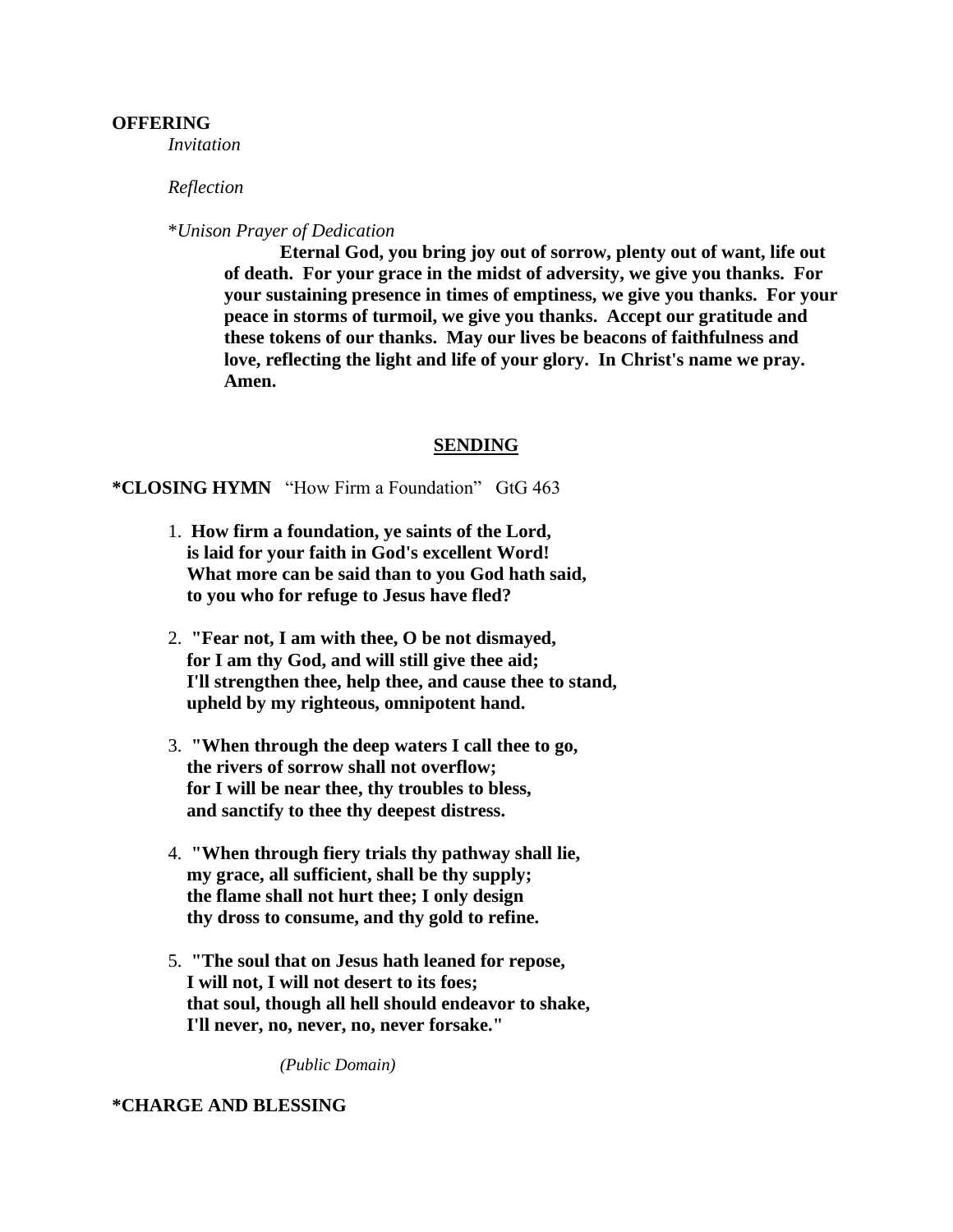**OFFERING**

*Invitation*

*Reflection*

\**Unison Prayer of Dedication*

**Eternal God, you bring joy out of sorrow, plenty out of want, life out of death. For your grace in the midst of adversity, we give you thanks. For your sustaining presence in times of emptiness, we give you thanks. For your peace in storms of turmoil, we give you thanks. Accept our gratitude and these tokens of our thanks. May our lives be beacons of faithfulness and love, reflecting the light and life of your glory. In Christ's name we pray. Amen.**

## SENDING

**\*CLOSING HYMN** "How Firm a Foundation" GtG 463

1. **How firm a foundation, ye saints of the Lord,**
   **is laid for your faith in God's excellent Word!**
   **What more can be said than to you God hath said,**
   **to you who for refuge to Jesus have fled?**

2. **"Fear not, I am with thee, O be not dismayed,**
   **for I am thy God, and will still give thee aid;**
   **I'll strengthen thee, help thee, and cause thee to stand,**
   **upheld by my righteous, omnipotent hand.**

3. **"When through the deep waters I call thee to go,**
   **the rivers of sorrow shall not overflow;**
   **for I will be near thee, thy troubles to bless,**
   **and sanctify to thee thy deepest distress.**

4. **"When through fiery trials thy pathway shall lie,**
   **my grace, all sufficient, shall be thy supply;**
   **the flame shall not hurt thee; I only design**
   **thy dross to consume, and thy gold to refine.**

5. **"The soul that on Jesus hath leaned for repose,**
   **I will not, I will not desert to its foes;**
   **that soul, though all hell should endeavor to shake,**
   **I'll never, no, never, no, never forsake."**

*(Public Domain)*

**\*CHARGE AND BLESSING**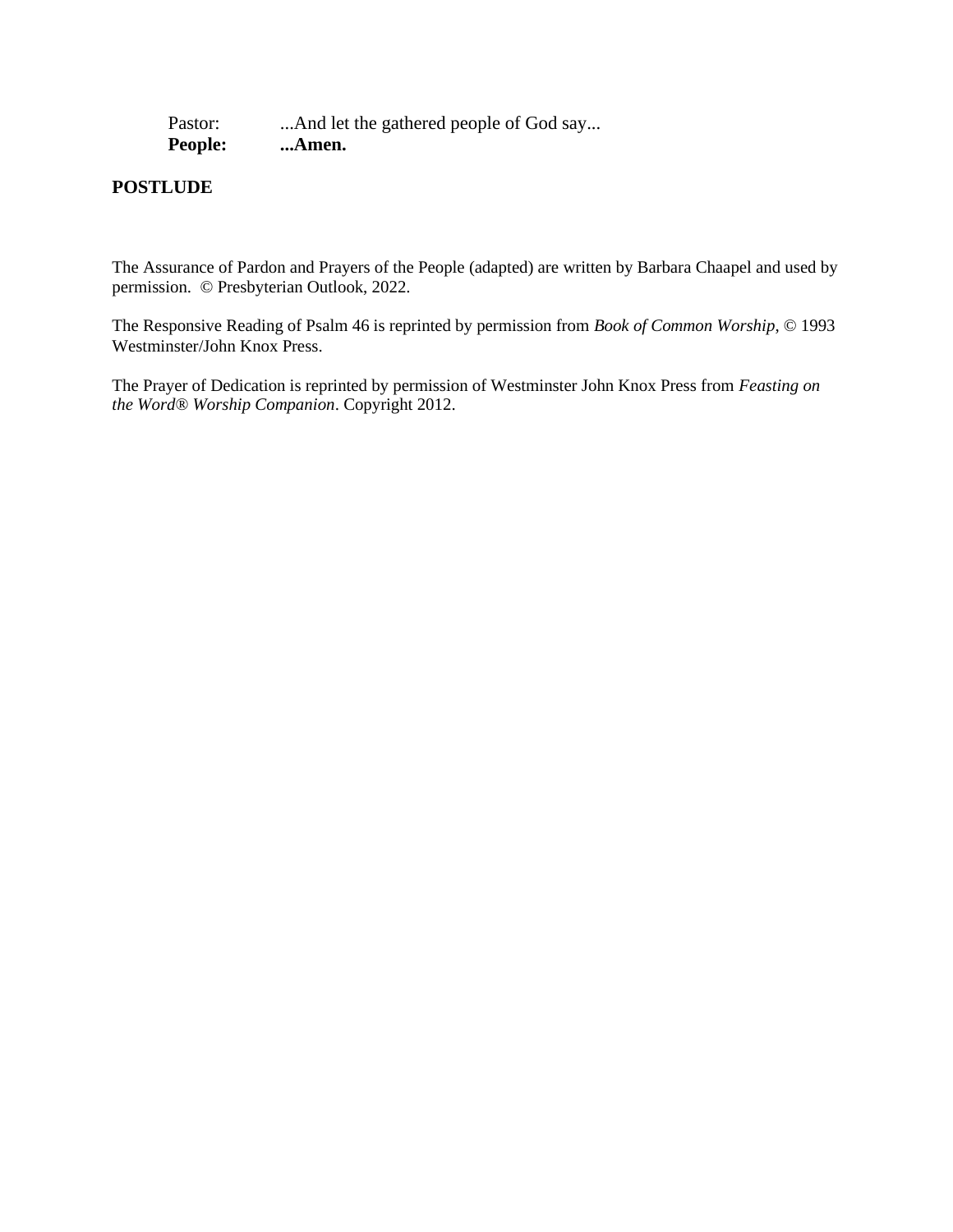Pastor: ...And let the gathered people of God say...
**People: ...Amen.**

**POSTLUDE**

The Assurance of Pardon and Prayers of the People (adapted) are written by Barbara Chaapel and used by permission. © Presbyterian Outlook, 2022.

The Responsive Reading of Psalm 46 is reprinted by permission from *Book of Common Worship*, © 1993 Westminster/John Knox Press.

The Prayer of Dedication is reprinted by permission of Westminster John Knox Press from *Feasting on the Word® Worship Companion*. Copyright 2012.